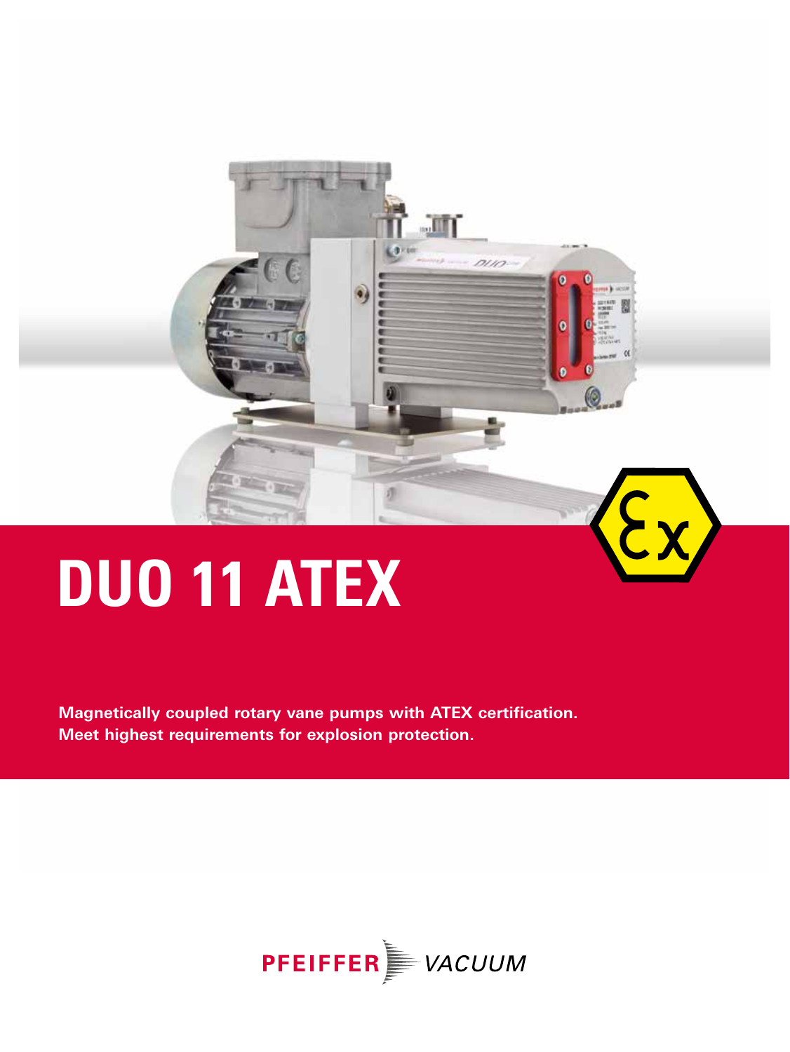# DUO 11 ATEX

**Magnetically coupled rotary vane pumps with ATEX certification. Meet highest requirements for explosion protection.**

PFEIFFER VACUUM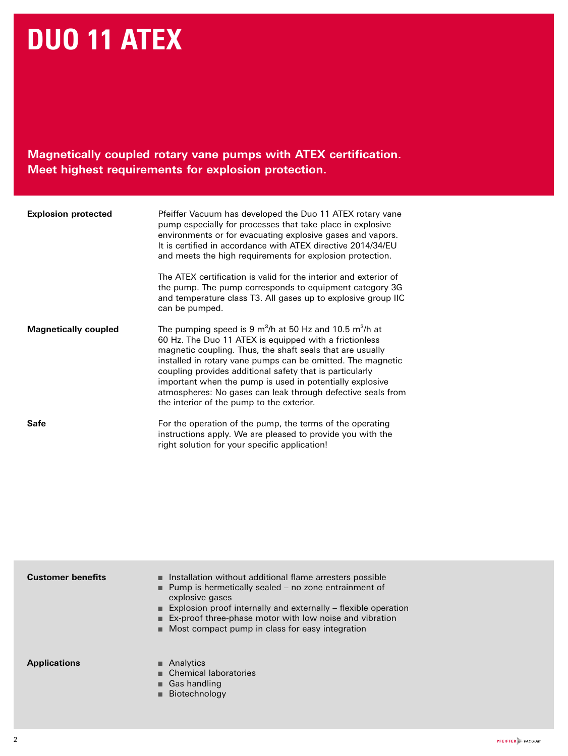# DUO 11 ATEX

**Magnetically coupled rotary vane pumps with ATEX certification. Meet highest requirements for explosion protection.**

**Explosion protected**

Pfeiffer Vacuum has developed the Duo 11 ATEX rotary vane pump especially for processes that take place in explosive environments or for evacuating explosive gases and vapors. It is certified in accordance with ATEX directive 2014/34/EU and meets the high requirements for explosion protection.

The ATEX certification is valid for the interior and exterior of the pump. The pump corresponds to equipment category 3G and temperature class T3. All gases up to explosive group IIC can be pumped.

**Magnetically coupled**

The pumping speed is 9 $m^3/h$ at 50 Hz and 10.5 $m^3/h$ at 60 Hz. The Duo 11 ATEX is equipped with a frictionless magnetic coupling. Thus, the shaft seals that are usually installed in rotary vane pumps can be omitted. The magnetic coupling provides additional safety that is particularly important when the pump is used in potentially explosive atmospheres: No gases can leak through defective seals from the interior of the pump to the exterior.

**Safe**

For the operation of the pump, the terms of the operating instructions apply. We are pleased to provide you with the right solution for your specific application!

**Customer benefits**

- Installation without additional flame arresters possible
- Pump is hermetically sealed – no zone entrainment of explosive gases
- Explosion proof internally and externally – flexible operation
- Ex-proof three-phase motor with low noise and vibration
- Most compact pump in class for easy integration

**Applications**

- Analytics
- Chemical laboratories
- Gas handling
- Biotechnology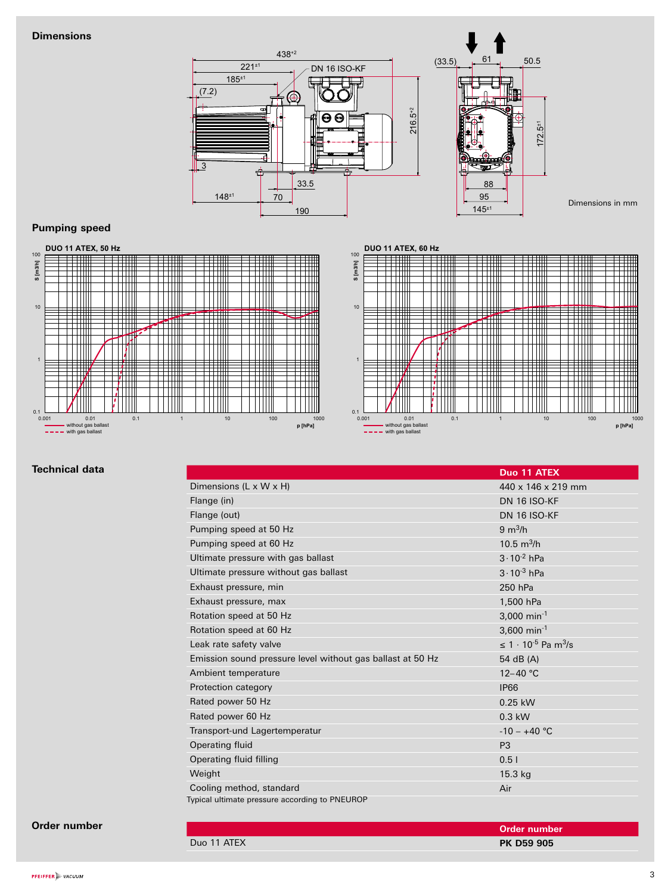## Dimensions

Dimensions in mm

## Pumping speed

DUO 11 ATEX, 50 Hz

DUO 11 ATEX, 60 Hz

## Technical data

| | Duo 11 ATEX |
|---|---|
| Dimensions (L x W x H) | 440 x 146 x 219 mm |
| Flange (in) | DN 16 ISO-KF |
| Flange (out) | DN 16 ISO-KF |
| Pumping speed at 50 Hz | 9 $m^3/h$ |
| Pumping speed at 60 Hz | 10.5 $m^3/h$ |
| Ultimate pressure with gas ballast | $3 \cdot 10^{-2}$ hPa |
| Ultimate pressure without gas ballast | $3 \cdot 10^{-3}$ hPa |
| Exhaust pressure, min | 250 hPa |
| Exhaust pressure, max | 1,500 hPa |
| Rotation speed at 50 Hz | 3,000 $min^{-1}$ |
| Rotation speed at 60 Hz | 3,600 $min^{-1}$ |
| Leak rate safety valve | $\leq 1 \cdot 10^{-5}$ Pa $m^3/s$ |
| Emission sound pressure level without gas ballast at 50 Hz | 54 dB (A) |
| Ambient temperature | 12–40 °C |
| Protection category | IP66 |
| Rated power 50 Hz | 0.25 kW |
| Rated power 60 Hz | 0.3 kW |
| Transport-und Lagertemperatur | -10 – +40 °C |
| Operating fluid | P3 |
| Operating fluid filling | 0.5 l |
| Weight | 15.3 kg |
| Cooling method, standard | Air |

Typical ultimate pressure according to PNEUROP

## Order number

| | Order number |
|---|---|
| Duo 11 ATEX | **PK D59 905** |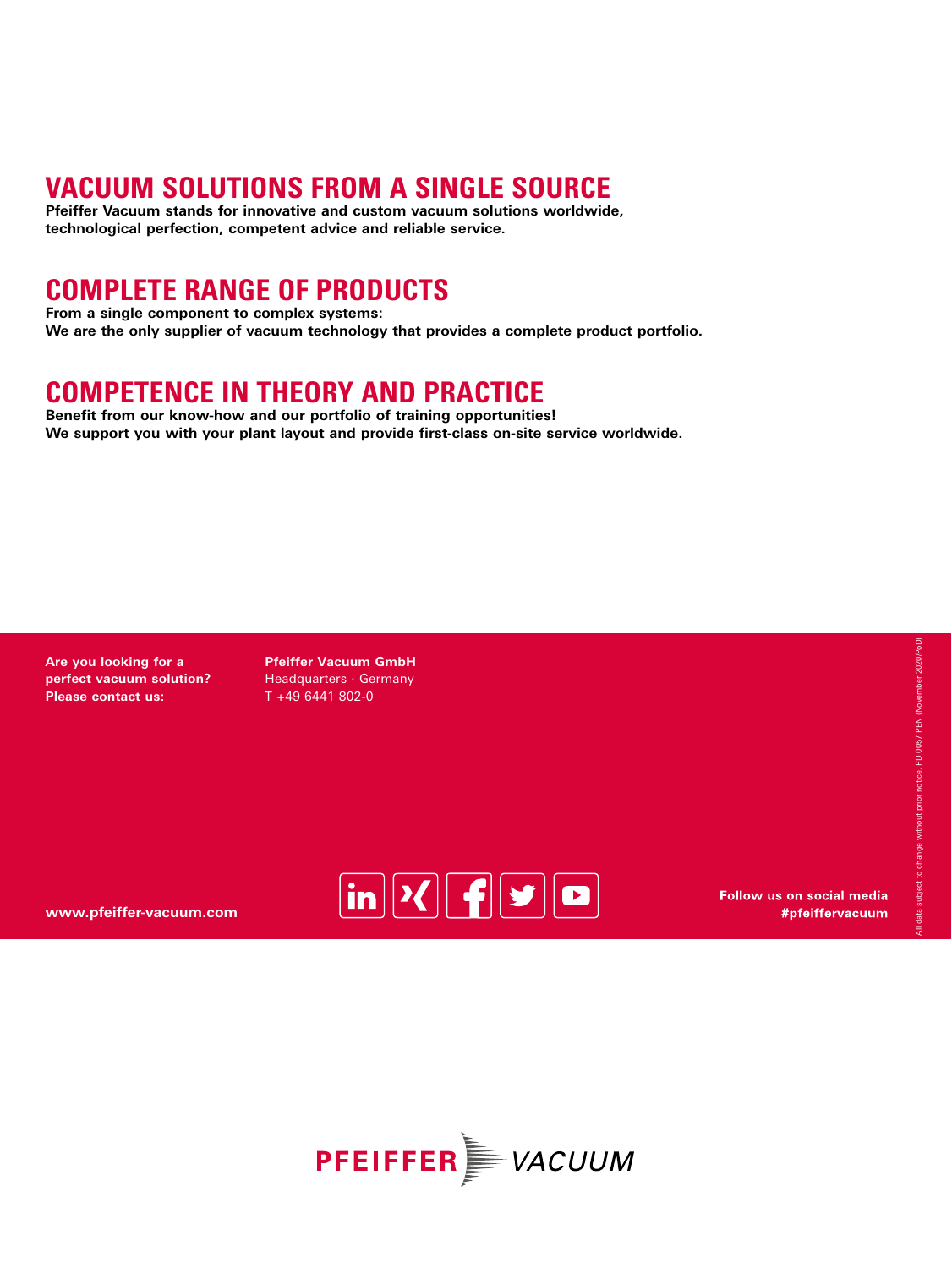## VACUUM SOLUTIONS FROM A SINGLE SOURCE

**Pfeiffer Vacuum stands for innovative and custom vacuum solutions worldwide, technological perfection, competent advice and reliable service.**

## COMPLETE RANGE OF PRODUCTS

**From a single component to complex systems:**
**We are the only supplier of vacuum technology that provides a complete product portfolio.**

## COMPETENCE IN THEORY AND PRACTICE

**Benefit from our know-how and our portfolio of training opportunities!**
**We support you with your plant layout and provide first-class on-site service worldwide.**

**Are you looking for a perfect vacuum solution? Please contact us:**

**Pfeiffer Vacuum GmbH**
Headquarters · Germany
T +49 6441 802-0

**www.pfeiffer-vacuum.com**

**Follow us on social media**
**#pfeiffervacuum**

All data subject to change without prior notice. PD 0057 PEN (November 2020/PoD)

PFEIFFER VACUUM